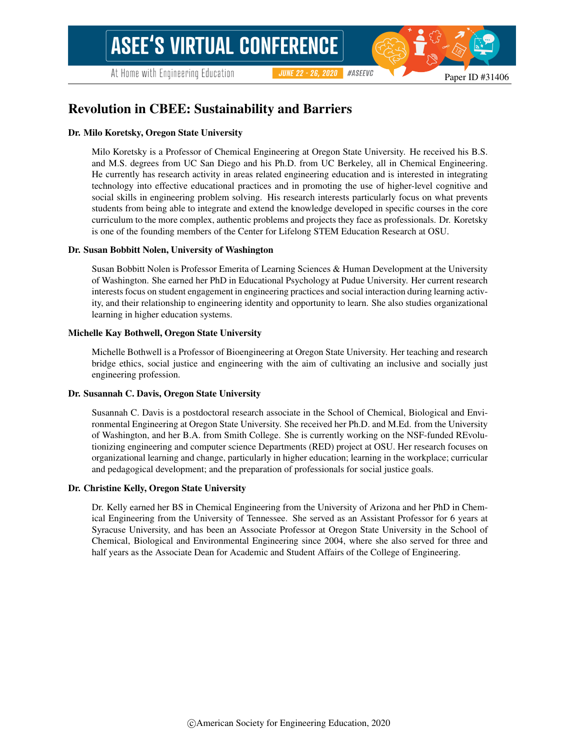# Revolution in CBEE: Sustainability and Barriers

**Dr. Milo Koretsky, Oregon State University**

Milo Koretsky is a Professor of Chemical Engineering at Oregon State University. He received his B.S. and M.S. degrees from UC San Diego and his Ph.D. from UC Berkeley, all in Chemical Engineering. He currently has research activity in areas related engineering education and is interested in integrating technology into effective educational practices and in promoting the use of higher-level cognitive and social skills in engineering problem solving. His research interests particularly focus on what prevents students from being able to integrate and extend the knowledge developed in specific courses in the core curriculum to the more complex, authentic problems and projects they face as professionals. Dr. Koretsky is one of the founding members of the Center for Lifelong STEM Education Research at OSU.

**Dr. Susan Bobbitt Nolen, University of Washington**

Susan Bobbitt Nolen is Professor Emerita of Learning Sciences & Human Development at the University of Washington. She earned her PhD in Educational Psychology at Pudue University. Her current research interests focus on student engagement in engineering practices and social interaction during learning activity, and their relationship to engineering identity and opportunity to learn. She also studies organizational learning in higher education systems.

**Michelle Kay Bothwell, Oregon State University**

Michelle Bothwell is a Professor of Bioengineering at Oregon State University. Her teaching and research bridge ethics, social justice and engineering with the aim of cultivating an inclusive and socially just engineering profession.

**Dr. Susannah C. Davis, Oregon State University**

Susannah C. Davis is a postdoctoral research associate in the School of Chemical, Biological and Environmental Engineering at Oregon State University. She received her Ph.D. and M.Ed. from the University of Washington, and her B.A. from Smith College. She is currently working on the NSF-funded REvolutionizing engineering and computer science Departments (RED) project at OSU. Her research focuses on organizational learning and change, particularly in higher education; learning in the workplace; curricular and pedagogical development; and the preparation of professionals for social justice goals.

**Dr. Christine Kelly, Oregon State University**

Dr. Kelly earned her BS in Chemical Engineering from the University of Arizona and her PhD in Chemical Engineering from the University of Tennessee. She served as an Assistant Professor for 6 years at Syracuse University, and has been an Associate Professor at Oregon State University in the School of Chemical, Biological and Environmental Engineering since 2004, where she also served for three and half years as the Associate Dean for Academic and Student Affairs of the College of Engineering.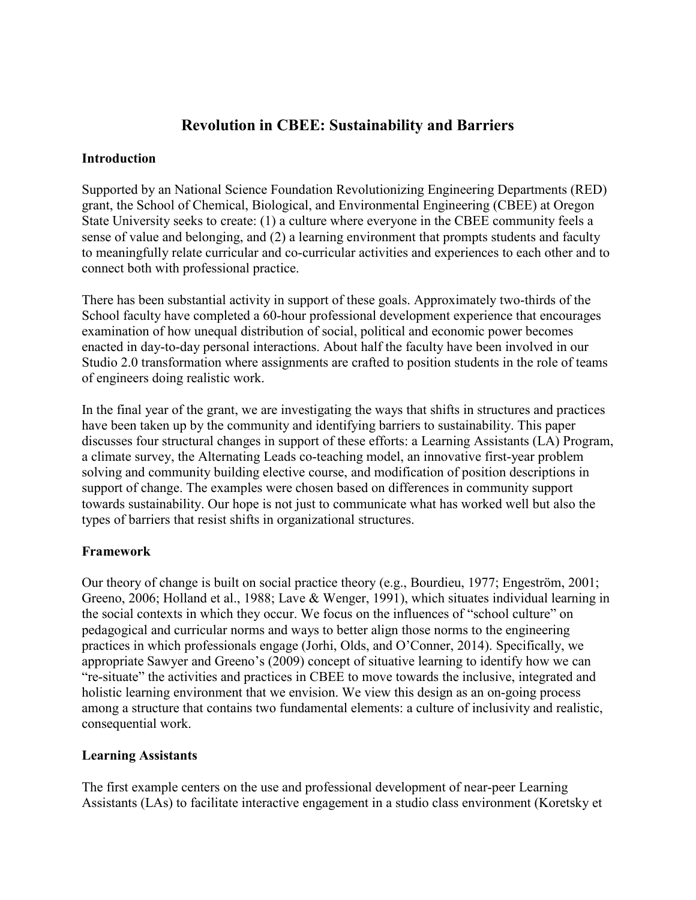# Revolution in CBEE: Sustainability and Barriers

## Introduction

Supported by an National Science Foundation Revolutionizing Engineering Departments (RED) grant, the School of Chemical, Biological, and Environmental Engineering (CBEE) at Oregon State University seeks to create: (1) a culture where everyone in the CBEE community feels a sense of value and belonging, and (2) a learning environment that prompts students and faculty to meaningfully relate curricular and co-curricular activities and experiences to each other and to connect both with professional practice.

There has been substantial activity in support of these goals. Approximately two-thirds of the School faculty have completed a 60-hour professional development experience that encourages examination of how unequal distribution of social, political and economic power becomes enacted in day-to-day personal interactions. About half the faculty have been involved in our Studio 2.0 transformation where assignments are crafted to position students in the role of teams of engineers doing realistic work.

In the final year of the grant, we are investigating the ways that shifts in structures and practices have been taken up by the community and identifying barriers to sustainability. This paper discusses four structural changes in support of these efforts: a Learning Assistants (LA) Program, a climate survey, the Alternating Leads co-teaching model, an innovative first-year problem solving and community building elective course, and modification of position descriptions in support of change. The examples were chosen based on differences in community support towards sustainability. Our hope is not just to communicate what has worked well but also the types of barriers that resist shifts in organizational structures.

## Framework

Our theory of change is built on social practice theory (e.g., Bourdieu, 1977; Engeström, 2001; Greeno, 2006; Holland et al., 1988; Lave & Wenger, 1991), which situates individual learning in the social contexts in which they occur. We focus on the influences of "school culture" on pedagogical and curricular norms and ways to better align those norms to the engineering practices in which professionals engage (Jorhi, Olds, and O'Conner, 2014). Specifically, we appropriate Sawyer and Greeno's (2009) concept of situative learning to identify how we can "re-situate" the activities and practices in CBEE to move towards the inclusive, integrated and holistic learning environment that we envision. We view this design as an on-going process among a structure that contains two fundamental elements: a culture of inclusivity and realistic, consequential work.

## Learning Assistants

The first example centers on the use and professional development of near-peer Learning Assistants (LAs) to facilitate interactive engagement in a studio class environment (Koretsky et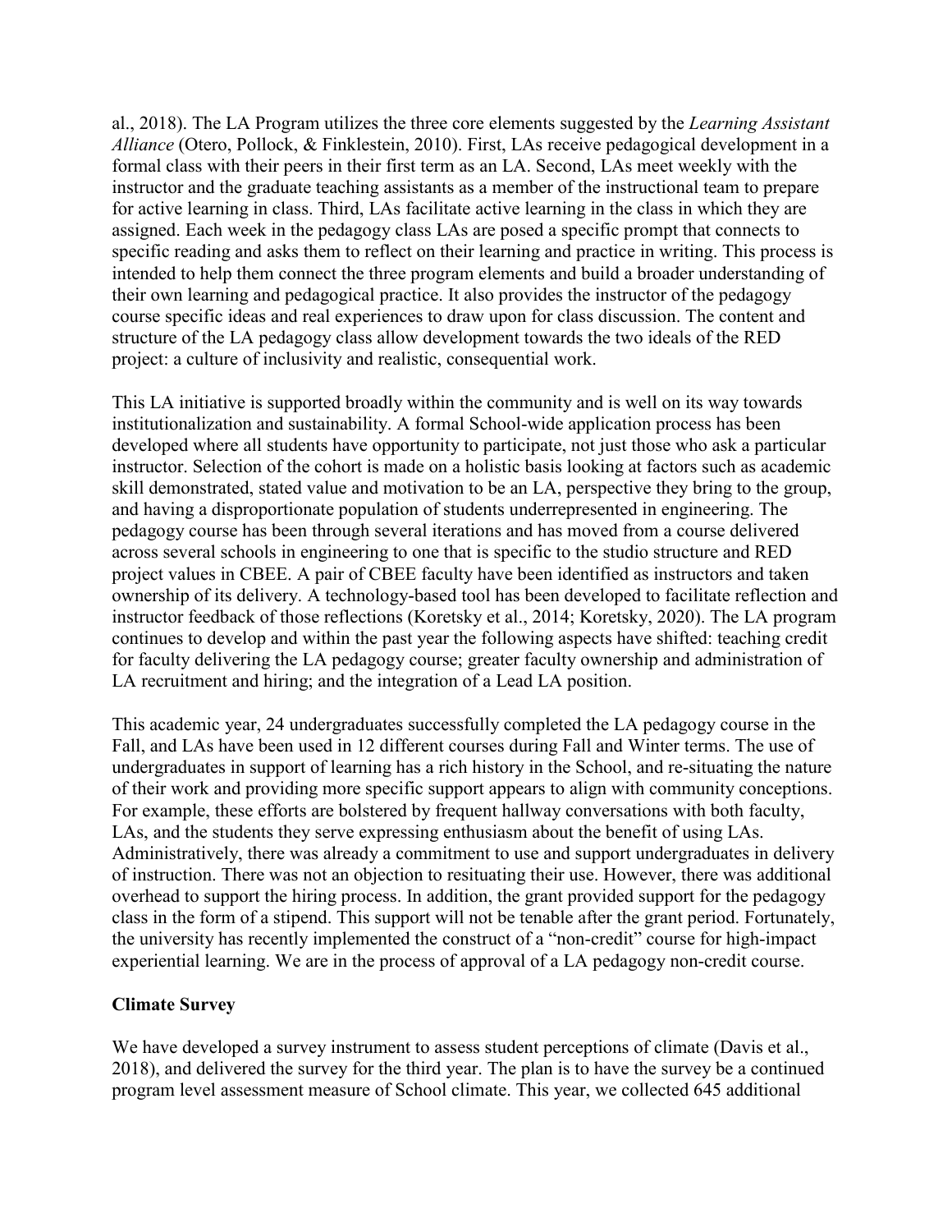al., 2018). The LA Program utilizes the three core elements suggested by the *Learning Assistant Alliance* (Otero, Pollock, & Finklestein, 2010). First, LAs receive pedagogical development in a formal class with their peers in their first term as an LA. Second, LAs meet weekly with the instructor and the graduate teaching assistants as a member of the instructional team to prepare for active learning in class. Third, LAs facilitate active learning in the class in which they are assigned. Each week in the pedagogy class LAs are posed a specific prompt that connects to specific reading and asks them to reflect on their learning and practice in writing. This process is intended to help them connect the three program elements and build a broader understanding of their own learning and pedagogical practice. It also provides the instructor of the pedagogy course specific ideas and real experiences to draw upon for class discussion. The content and structure of the LA pedagogy class allow development towards the two ideals of the RED project: a culture of inclusivity and realistic, consequential work.

This LA initiative is supported broadly within the community and is well on its way towards institutionalization and sustainability. A formal School-wide application process has been developed where all students have opportunity to participate, not just those who ask a particular instructor. Selection of the cohort is made on a holistic basis looking at factors such as academic skill demonstrated, stated value and motivation to be an LA, perspective they bring to the group, and having a disproportionate population of students underrepresented in engineering. The pedagogy course has been through several iterations and has moved from a course delivered across several schools in engineering to one that is specific to the studio structure and RED project values in CBEE. A pair of CBEE faculty have been identified as instructors and taken ownership of its delivery. A technology-based tool has been developed to facilitate reflection and instructor feedback of those reflections (Koretsky et al., 2014; Koretsky, 2020). The LA program continues to develop and within the past year the following aspects have shifted: teaching credit for faculty delivering the LA pedagogy course; greater faculty ownership and administration of LA recruitment and hiring; and the integration of a Lead LA position.

This academic year, 24 undergraduates successfully completed the LA pedagogy course in the Fall, and LAs have been used in 12 different courses during Fall and Winter terms. The use of undergraduates in support of learning has a rich history in the School, and re-situating the nature of their work and providing more specific support appears to align with community conceptions. For example, these efforts are bolstered by frequent hallway conversations with both faculty, LAs, and the students they serve expressing enthusiasm about the benefit of using LAs. Administratively, there was already a commitment to use and support undergraduates in delivery of instruction. There was not an objection to resituating their use. However, there was additional overhead to support the hiring process. In addition, the grant provided support for the pedagogy class in the form of a stipend. This support will not be tenable after the grant period. Fortunately, the university has recently implemented the construct of a "non-credit" course for high-impact experiential learning. We are in the process of approval of a LA pedagogy non-credit course.

**Climate Survey**

We have developed a survey instrument to assess student perceptions of climate (Davis et al., 2018), and delivered the survey for the third year. The plan is to have the survey be a continued program level assessment measure of School climate. This year, we collected 645 additional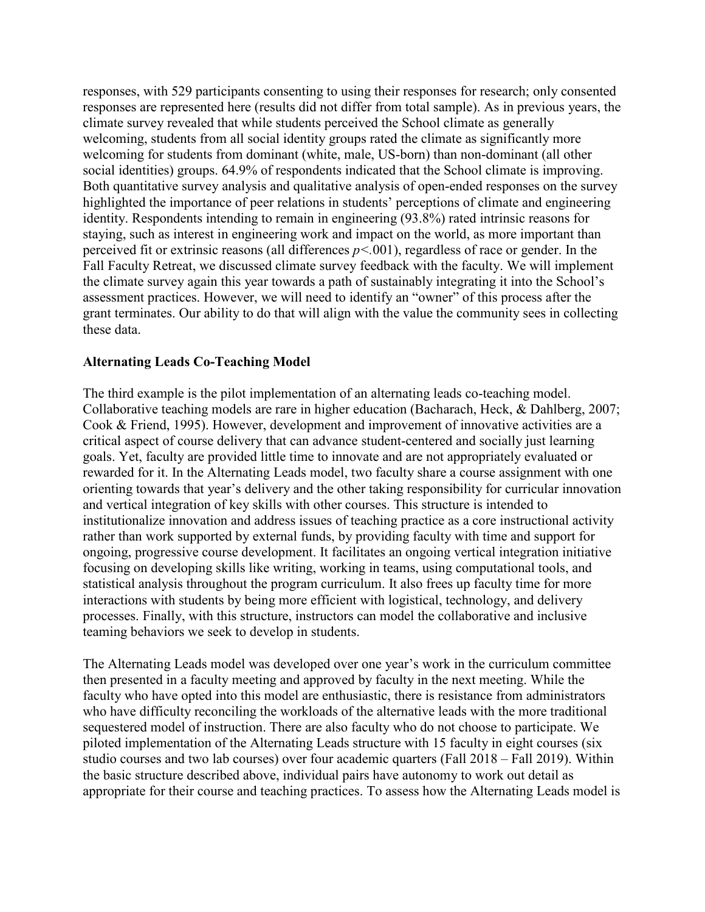responses, with 529 participants consenting to using their responses for research; only consented responses are represented here (results did not differ from total sample). As in previous years, the climate survey revealed that while students perceived the School climate as generally welcoming, students from all social identity groups rated the climate as significantly more welcoming for students from dominant (white, male, US-born) than non-dominant (all other social identities) groups. 64.9% of respondents indicated that the School climate is improving. Both quantitative survey analysis and qualitative analysis of open-ended responses on the survey highlighted the importance of peer relations in students' perceptions of climate and engineering identity. Respondents intending to remain in engineering (93.8%) rated intrinsic reasons for staying, such as interest in engineering work and impact on the world, as more important than perceived fit or extrinsic reasons (all differences $p<.001$), regardless of race or gender. In the Fall Faculty Retreat, we discussed climate survey feedback with the faculty. We will implement the climate survey again this year towards a path of sustainably integrating it into the School's assessment practices. However, we will need to identify an "owner" of this process after the grant terminates. Our ability to do that will align with the value the community sees in collecting these data.

**Alternating Leads Co-Teaching Model**

The third example is the pilot implementation of an alternating leads co-teaching model. Collaborative teaching models are rare in higher education (Bacharach, Heck, & Dahlberg, 2007; Cook & Friend, 1995). However, development and improvement of innovative activities are a critical aspect of course delivery that can advance student-centered and socially just learning goals. Yet, faculty are provided little time to innovate and are not appropriately evaluated or rewarded for it. In the Alternating Leads model, two faculty share a course assignment with one orienting towards that year's delivery and the other taking responsibility for curricular innovation and vertical integration of key skills with other courses. This structure is intended to institutionalize innovation and address issues of teaching practice as a core instructional activity rather than work supported by external funds, by providing faculty with time and support for ongoing, progressive course development. It facilitates an ongoing vertical integration initiative focusing on developing skills like writing, working in teams, using computational tools, and statistical analysis throughout the program curriculum. It also frees up faculty time for more interactions with students by being more efficient with logistical, technology, and delivery processes. Finally, with this structure, instructors can model the collaborative and inclusive teaming behaviors we seek to develop in students.

The Alternating Leads model was developed over one year's work in the curriculum committee then presented in a faculty meeting and approved by faculty in the next meeting. While the faculty who have opted into this model are enthusiastic, there is resistance from administrators who have difficulty reconciling the workloads of the alternative leads with the more traditional sequestered model of instruction. There are also faculty who do not choose to participate. We piloted implementation of the Alternating Leads structure with 15 faculty in eight courses (six studio courses and two lab courses) over four academic quarters (Fall 2018 – Fall 2019). Within the basic structure described above, individual pairs have autonomy to work out detail as appropriate for their course and teaching practices. To assess how the Alternating Leads model is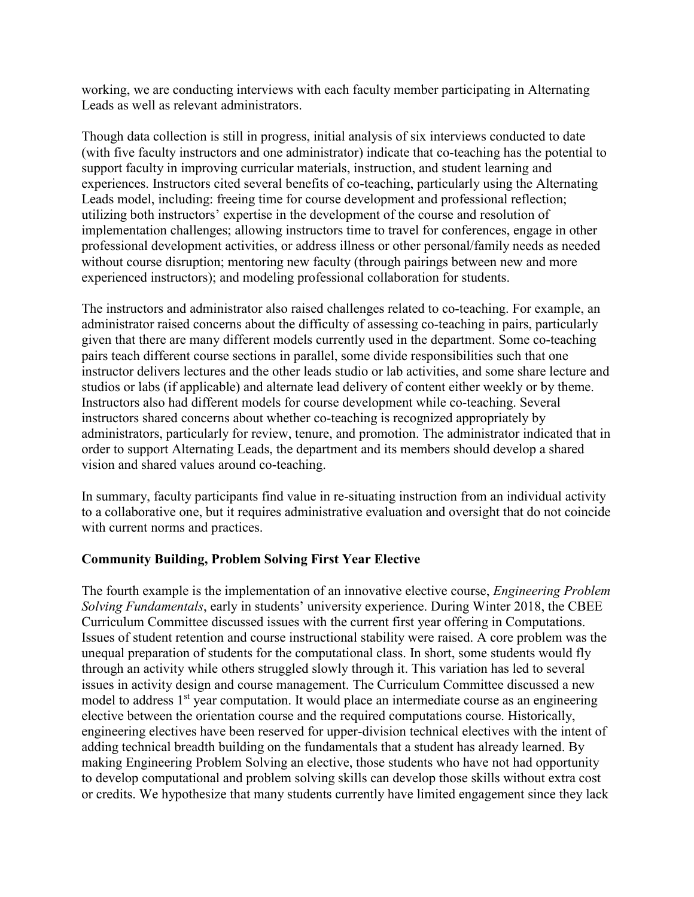working, we are conducting interviews with each faculty member participating in Alternating Leads as well as relevant administrators.

Though data collection is still in progress, initial analysis of six interviews conducted to date (with five faculty instructors and one administrator) indicate that co-teaching has the potential to support faculty in improving curricular materials, instruction, and student learning and experiences. Instructors cited several benefits of co-teaching, particularly using the Alternating Leads model, including: freeing time for course development and professional reflection; utilizing both instructors' expertise in the development of the course and resolution of implementation challenges; allowing instructors time to travel for conferences, engage in other professional development activities, or address illness or other personal/family needs as needed without course disruption; mentoring new faculty (through pairings between new and more experienced instructors); and modeling professional collaboration for students.

The instructors and administrator also raised challenges related to co-teaching. For example, an administrator raised concerns about the difficulty of assessing co-teaching in pairs, particularly given that there are many different models currently used in the department. Some co-teaching pairs teach different course sections in parallel, some divide responsibilities such that one instructor delivers lectures and the other leads studio or lab activities, and some share lecture and studios or labs (if applicable) and alternate lead delivery of content either weekly or by theme. Instructors also had different models for course development while co-teaching. Several instructors shared concerns about whether co-teaching is recognized appropriately by administrators, particularly for review, tenure, and promotion. The administrator indicated that in order to support Alternating Leads, the department and its members should develop a shared vision and shared values around co-teaching.

In summary, faculty participants find value in re-situating instruction from an individual activity to a collaborative one, but it requires administrative evaluation and oversight that do not coincide with current norms and practices.

**Community Building, Problem Solving First Year Elective**

The fourth example is the implementation of an innovative elective course, *Engineering Problem Solving Fundamentals*, early in students' university experience. During Winter 2018, the CBEE Curriculum Committee discussed issues with the current first year offering in Computations. Issues of student retention and course instructional stability were raised. A core problem was the unequal preparation of students for the computational class. In short, some students would fly through an activity while others struggled slowly through it. This variation has led to several issues in activity design and course management. The Curriculum Committee discussed a new model to address 1st year computation. It would place an intermediate course as an engineering elective between the orientation course and the required computations course. Historically, engineering electives have been reserved for upper-division technical electives with the intent of adding technical breadth building on the fundamentals that a student has already learned. By making Engineering Problem Solving an elective, those students who have not had opportunity to develop computational and problem solving skills can develop those skills without extra cost or credits. We hypothesize that many students currently have limited engagement since they lack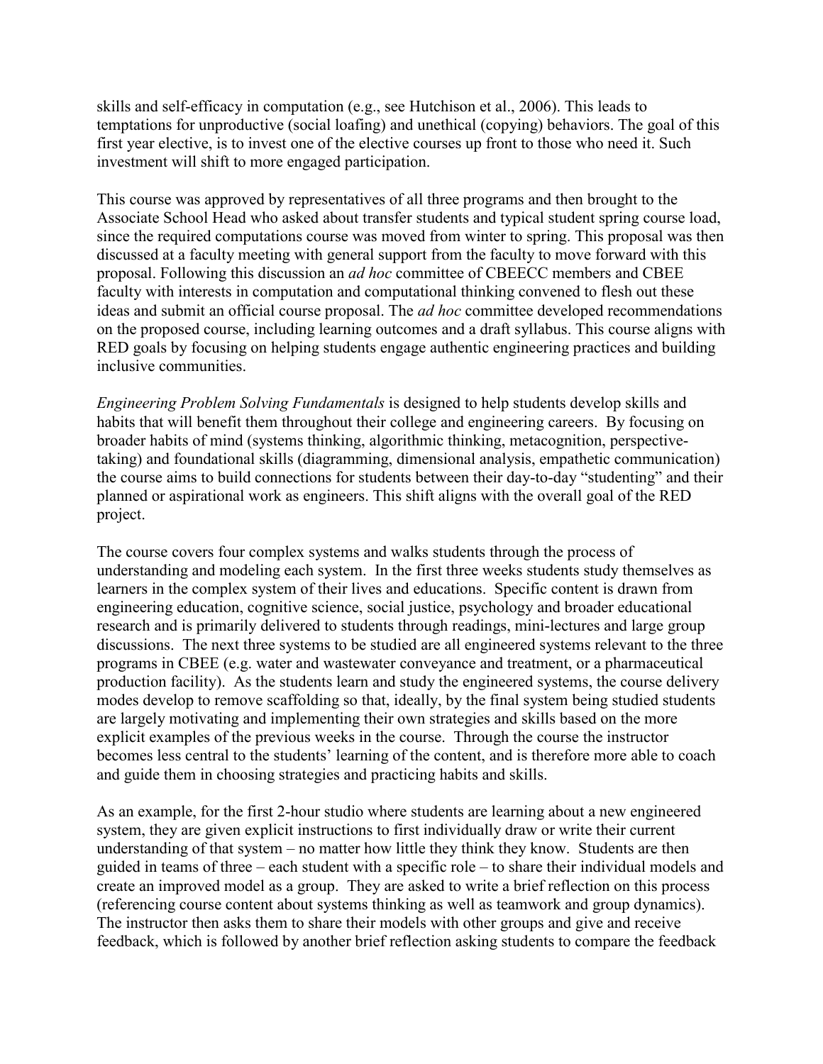skills and self-efficacy in computation (e.g., see Hutchison et al., 2006). This leads to temptations for unproductive (social loafing) and unethical (copying) behaviors. The goal of this first year elective, is to invest one of the elective courses up front to those who need it. Such investment will shift to more engaged participation.

This course was approved by representatives of all three programs and then brought to the Associate School Head who asked about transfer students and typical student spring course load, since the required computations course was moved from winter to spring. This proposal was then discussed at a faculty meeting with general support from the faculty to move forward with this proposal. Following this discussion an *ad hoc* committee of CBEECC members and CBEE faculty with interests in computation and computational thinking convened to flesh out these ideas and submit an official course proposal. The *ad hoc* committee developed recommendations on the proposed course, including learning outcomes and a draft syllabus. This course aligns with RED goals by focusing on helping students engage authentic engineering practices and building inclusive communities.

*Engineering Problem Solving Fundamentals* is designed to help students develop skills and habits that will benefit them throughout their college and engineering careers. By focusing on broader habits of mind (systems thinking, algorithmic thinking, metacognition, perspective-taking) and foundational skills (diagramming, dimensional analysis, empathetic communication) the course aims to build connections for students between their day-to-day "studenting" and their planned or aspirational work as engineers. This shift aligns with the overall goal of the RED project.

The course covers four complex systems and walks students through the process of understanding and modeling each system. In the first three weeks students study themselves as learners in the complex system of their lives and educations. Specific content is drawn from engineering education, cognitive science, social justice, psychology and broader educational research and is primarily delivered to students through readings, mini-lectures and large group discussions. The next three systems to be studied are all engineered systems relevant to the three programs in CBEE (e.g. water and wastewater conveyance and treatment, or a pharmaceutical production facility). As the students learn and study the engineered systems, the course delivery modes develop to remove scaffolding so that, ideally, by the final system being studied students are largely motivating and implementing their own strategies and skills based on the more explicit examples of the previous weeks in the course. Through the course the instructor becomes less central to the students' learning of the content, and is therefore more able to coach and guide them in choosing strategies and practicing habits and skills.

As an example, for the first 2-hour studio where students are learning about a new engineered system, they are given explicit instructions to first individually draw or write their current understanding of that system – no matter how little they think they know. Students are then guided in teams of three – each student with a specific role – to share their individual models and create an improved model as a group. They are asked to write a brief reflection on this process (referencing course content about systems thinking as well as teamwork and group dynamics). The instructor then asks them to share their models with other groups and give and receive feedback, which is followed by another brief reflection asking students to compare the feedback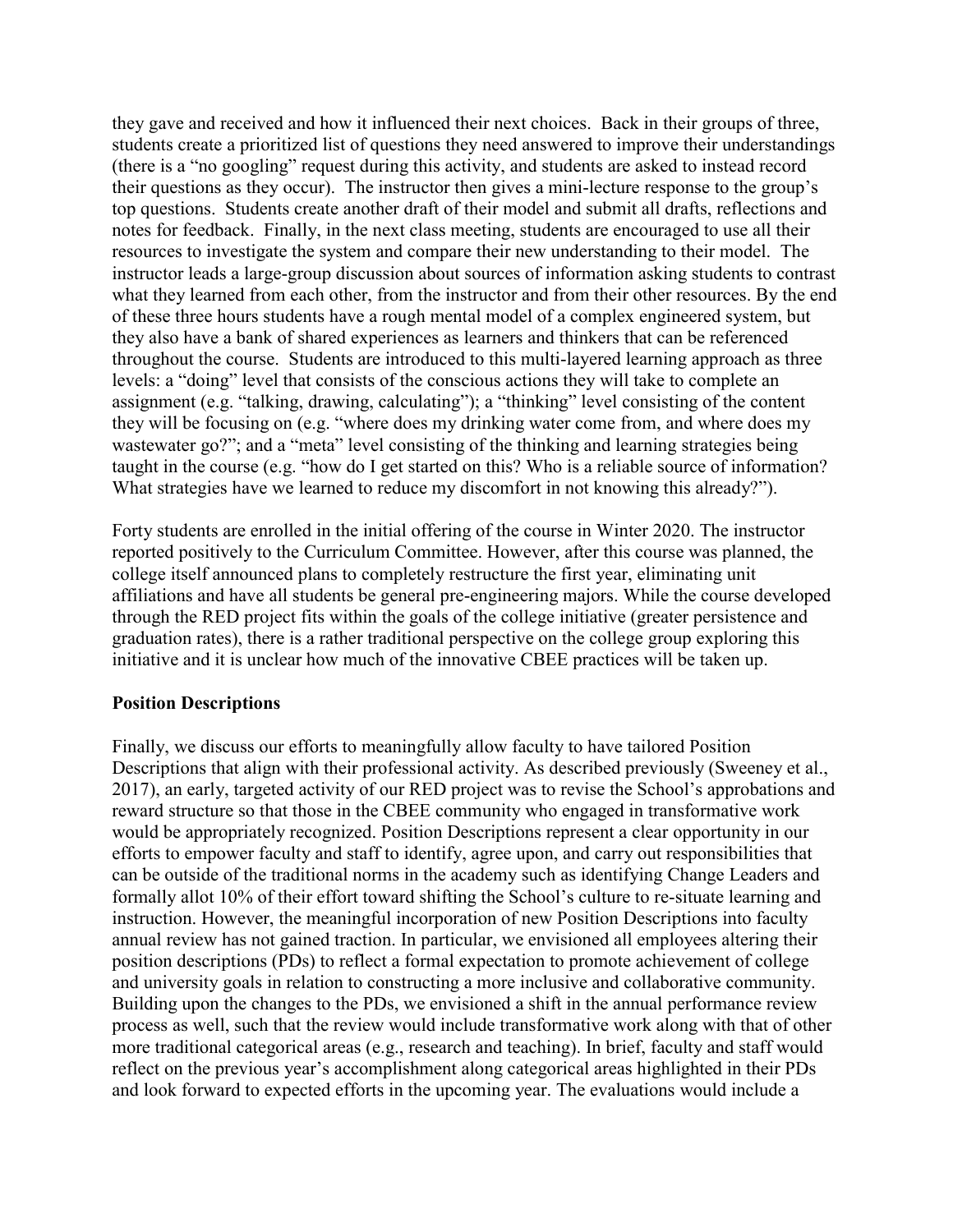they gave and received and how it influenced their next choices. Back in their groups of three, students create a prioritized list of questions they need answered to improve their understandings (there is a "no googling" request during this activity, and students are asked to instead record their questions as they occur). The instructor then gives a mini-lecture response to the group's top questions. Students create another draft of their model and submit all drafts, reflections and notes for feedback. Finally, in the next class meeting, students are encouraged to use all their resources to investigate the system and compare their new understanding to their model. The instructor leads a large-group discussion about sources of information asking students to contrast what they learned from each other, from the instructor and from their other resources. By the end of these three hours students have a rough mental model of a complex engineered system, but they also have a bank of shared experiences as learners and thinkers that can be referenced throughout the course. Students are introduced to this multi-layered learning approach as three levels: a "doing" level that consists of the conscious actions they will take to complete an assignment (e.g. "talking, drawing, calculating"); a "thinking" level consisting of the content they will be focusing on (e.g. "where does my drinking water come from, and where does my wastewater go?"; and a "meta" level consisting of the thinking and learning strategies being taught in the course (e.g. "how do I get started on this? Who is a reliable source of information? What strategies have we learned to reduce my discomfort in not knowing this already?").

Forty students are enrolled in the initial offering of the course in Winter 2020. The instructor reported positively to the Curriculum Committee. However, after this course was planned, the college itself announced plans to completely restructure the first year, eliminating unit affiliations and have all students be general pre-engineering majors. While the course developed through the RED project fits within the goals of the college initiative (greater persistence and graduation rates), there is a rather traditional perspective on the college group exploring this initiative and it is unclear how much of the innovative CBEE practices will be taken up.

**Position Descriptions**

Finally, we discuss our efforts to meaningfully allow faculty to have tailored Position Descriptions that align with their professional activity. As described previously (Sweeney et al., 2017), an early, targeted activity of our RED project was to revise the School's approbations and reward structure so that those in the CBEE community who engaged in transformative work would be appropriately recognized. Position Descriptions represent a clear opportunity in our efforts to empower faculty and staff to identify, agree upon, and carry out responsibilities that can be outside of the traditional norms in the academy such as identifying Change Leaders and formally allot 10% of their effort toward shifting the School's culture to re-situate learning and instruction. However, the meaningful incorporation of new Position Descriptions into faculty annual review has not gained traction. In particular, we envisioned all employees altering their position descriptions (PDs) to reflect a formal expectation to promote achievement of college and university goals in relation to constructing a more inclusive and collaborative community. Building upon the changes to the PDs, we envisioned a shift in the annual performance review process as well, such that the review would include transformative work along with that of other more traditional categorical areas (e.g., research and teaching). In brief, faculty and staff would reflect on the previous year's accomplishment along categorical areas highlighted in their PDs and look forward to expected efforts in the upcoming year. The evaluations would include a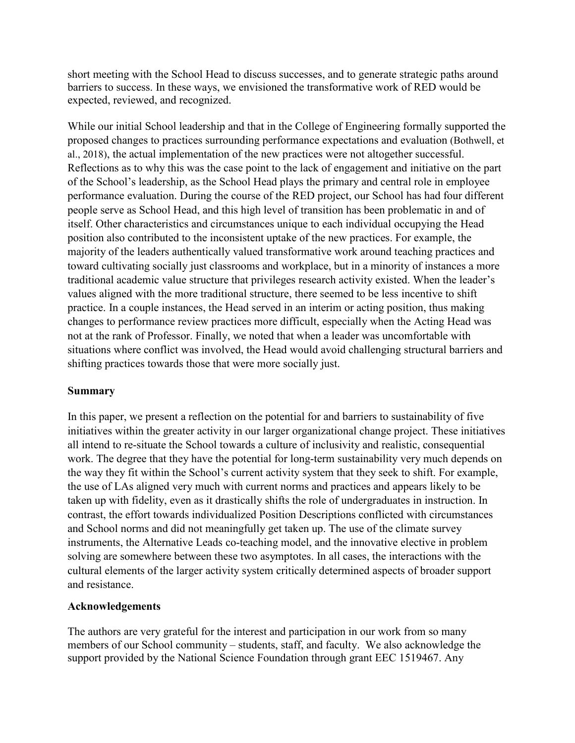short meeting with the School Head to discuss successes, and to generate strategic paths around barriers to success. In these ways, we envisioned the transformative work of RED would be expected, reviewed, and recognized.

While our initial School leadership and that in the College of Engineering formally supported the proposed changes to practices surrounding performance expectations and evaluation (Bothwell, et al., 2018), the actual implementation of the new practices were not altogether successful. Reflections as to why this was the case point to the lack of engagement and initiative on the part of the School's leadership, as the School Head plays the primary and central role in employee performance evaluation. During the course of the RED project, our School has had four different people serve as School Head, and this high level of transition has been problematic in and of itself. Other characteristics and circumstances unique to each individual occupying the Head position also contributed to the inconsistent uptake of the new practices. For example, the majority of the leaders authentically valued transformative work around teaching practices and toward cultivating socially just classrooms and workplace, but in a minority of instances a more traditional academic value structure that privileges research activity existed. When the leader's values aligned with the more traditional structure, there seemed to be less incentive to shift practice. In a couple instances, the Head served in an interim or acting position, thus making changes to performance review practices more difficult, especially when the Acting Head was not at the rank of Professor. Finally, we noted that when a leader was uncomfortable with situations where conflict was involved, the Head would avoid challenging structural barriers and shifting practices towards those that were more socially just.

**Summary**

In this paper, we present a reflection on the potential for and barriers to sustainability of five initiatives within the greater activity in our larger organizational change project. These initiatives all intend to re-situate the School towards a culture of inclusivity and realistic, consequential work. The degree that they have the potential for long-term sustainability very much depends on the way they fit within the School's current activity system that they seek to shift. For example, the use of LAs aligned very much with current norms and practices and appears likely to be taken up with fidelity, even as it drastically shifts the role of undergraduates in instruction. In contrast, the effort towards individualized Position Descriptions conflicted with circumstances and School norms and did not meaningfully get taken up. The use of the climate survey instruments, the Alternative Leads co-teaching model, and the innovative elective in problem solving are somewhere between these two asymptotes. In all cases, the interactions with the cultural elements of the larger activity system critically determined aspects of broader support and resistance.

**Acknowledgements**

The authors are very grateful for the interest and participation in our work from so many members of our School community – students, staff, and faculty. We also acknowledge the support provided by the National Science Foundation through grant EEC 1519467. Any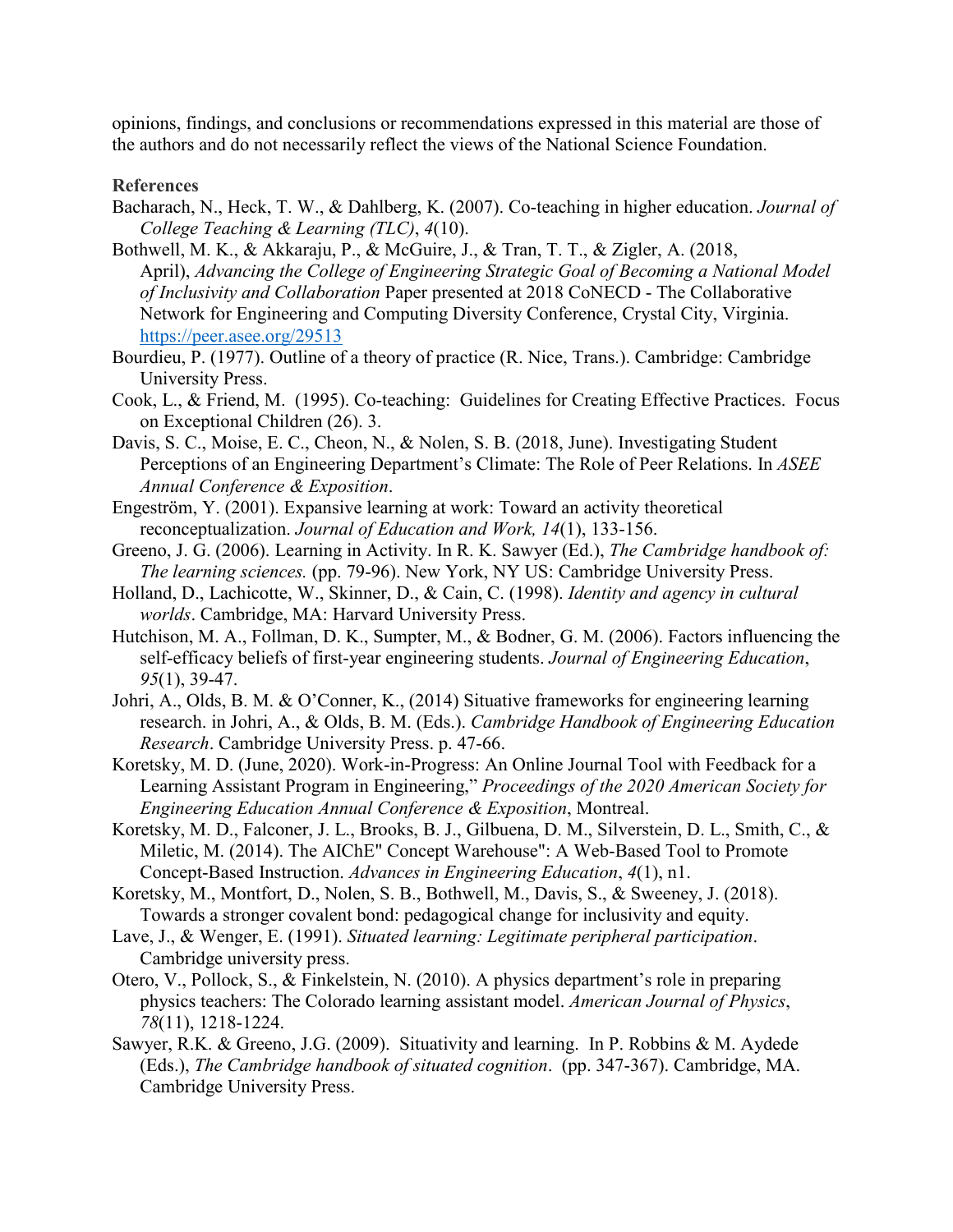opinions, findings, and conclusions or recommendations expressed in this material are those of the authors and do not necessarily reflect the views of the National Science Foundation.

**References**

Bacharach, N., Heck, T. W., & Dahlberg, K. (2007). Co-teaching in higher education. *Journal of College Teaching & Learning (TLC)*, *4*(10).

Bothwell, M. K., & Akkaraju, P., & McGuire, J., & Tran, T. T., & Zigler, A. (2018, April), *Advancing the College of Engineering Strategic Goal of Becoming a National Model of Inclusivity and Collaboration* Paper presented at 2018 CoNECD - The Collaborative Network for Engineering and Computing Diversity Conference, Crystal City, Virginia. https://peer.asee.org/29513

Bourdieu, P. (1977). Outline of a theory of practice (R. Nice, Trans.). Cambridge: Cambridge University Press.

Cook, L., & Friend, M. (1995). Co-teaching: Guidelines for Creating Effective Practices. Focus on Exceptional Children (26). 3.

Davis, S. C., Moise, E. C., Cheon, N., & Nolen, S. B. (2018, June). Investigating Student Perceptions of an Engineering Department's Climate: The Role of Peer Relations. In *ASEE Annual Conference & Exposition*.

Engeström, Y. (2001). Expansive learning at work: Toward an activity theoretical reconceptualization. *Journal of Education and Work, 14*(1), 133-156.

Greeno, J. G. (2006). Learning in Activity. In R. K. Sawyer (Ed.), *The Cambridge handbook of: The learning sciences.* (pp. 79-96). New York, NY US: Cambridge University Press.

Holland, D., Lachicotte, W., Skinner, D., & Cain, C. (1998). *Identity and agency in cultural worlds*. Cambridge, MA: Harvard University Press.

Hutchison, M. A., Follman, D. K., Sumpter, M., & Bodner, G. M. (2006). Factors influencing the self-efficacy beliefs of first-year engineering students. *Journal of Engineering Education*, *95*(1), 39-47.

Johri, A., Olds, B. M. & O'Conner, K., (2014) Situative frameworks for engineering learning research. in Johri, A., & Olds, B. M. (Eds.). *Cambridge Handbook of Engineering Education Research*. Cambridge University Press. p. 47-66.

Koretsky, M. D. (June, 2020). Work-in-Progress: An Online Journal Tool with Feedback for a Learning Assistant Program in Engineering," *Proceedings of the 2020 American Society for Engineering Education Annual Conference & Exposition*, Montreal.

Koretsky, M. D., Falconer, J. L., Brooks, B. J., Gilbuena, D. M., Silverstein, D. L., Smith, C., & Miletic, M. (2014). The AIChE" Concept Warehouse": A Web-Based Tool to Promote Concept-Based Instruction. *Advances in Engineering Education*, *4*(1), n1.

Koretsky, M., Montfort, D., Nolen, S. B., Bothwell, M., Davis, S., & Sweeney, J. (2018). Towards a stronger covalent bond: pedagogical change for inclusivity and equity.

Lave, J., & Wenger, E. (1991). *Situated learning: Legitimate peripheral participation*. Cambridge university press.

Otero, V., Pollock, S., & Finkelstein, N. (2010). A physics department's role in preparing physics teachers: The Colorado learning assistant model. *American Journal of Physics*, *78*(11), 1218-1224.

Sawyer, R.K. & Greeno, J.G. (2009). Situativity and learning. In P. Robbins & M. Aydede (Eds.), *The Cambridge handbook of situated cognition*. (pp. 347-367). Cambridge, MA. Cambridge University Press.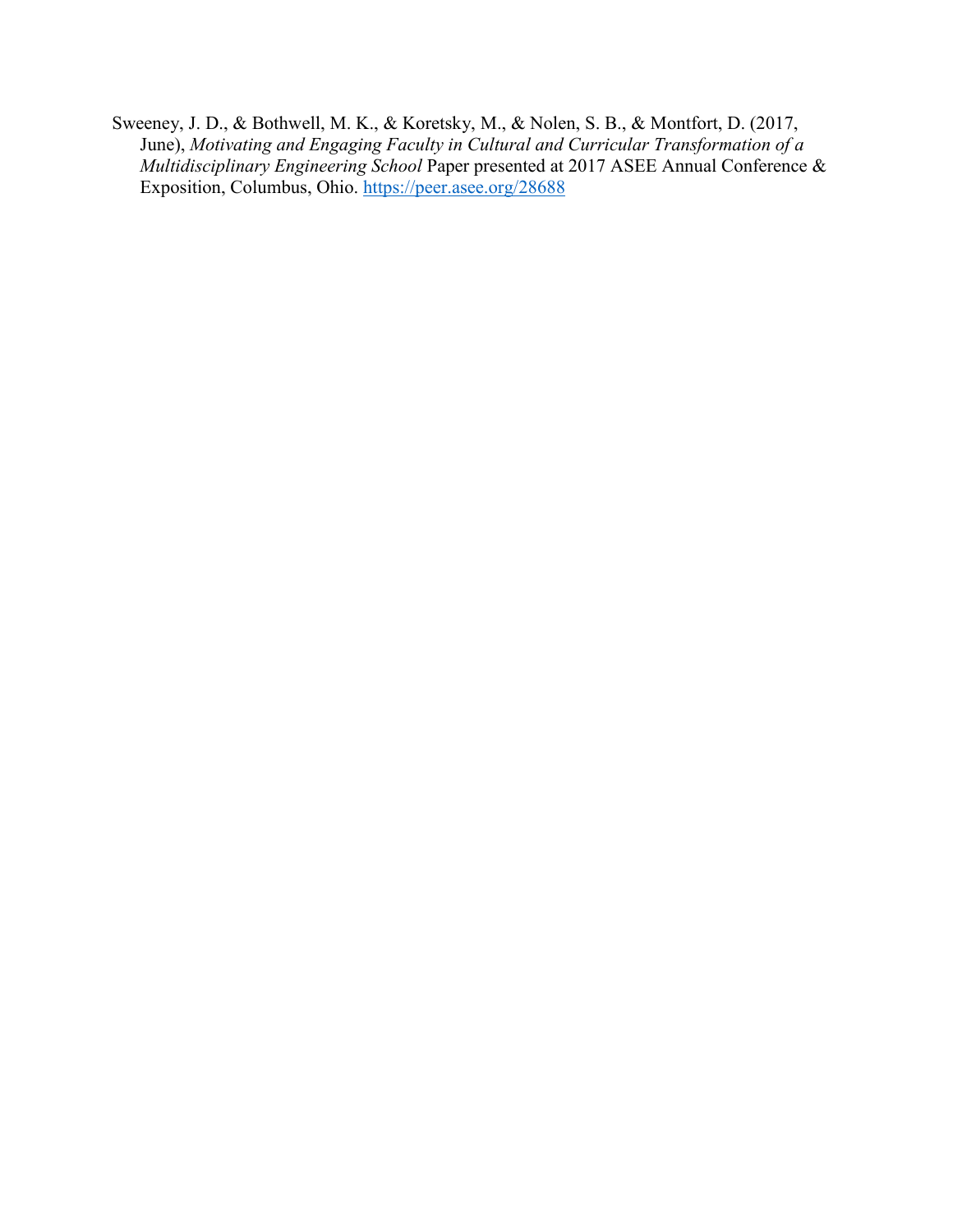Sweeney, J. D., & Bothwell, M. K., & Koretsky, M., & Nolen, S. B., & Montfort, D. (2017, June), *Motivating and Engaging Faculty in Cultural and Curricular Transformation of a Multidisciplinary Engineering School* Paper presented at 2017 ASEE Annual Conference & Exposition, Columbus, Ohio. https://peer.asee.org/28688